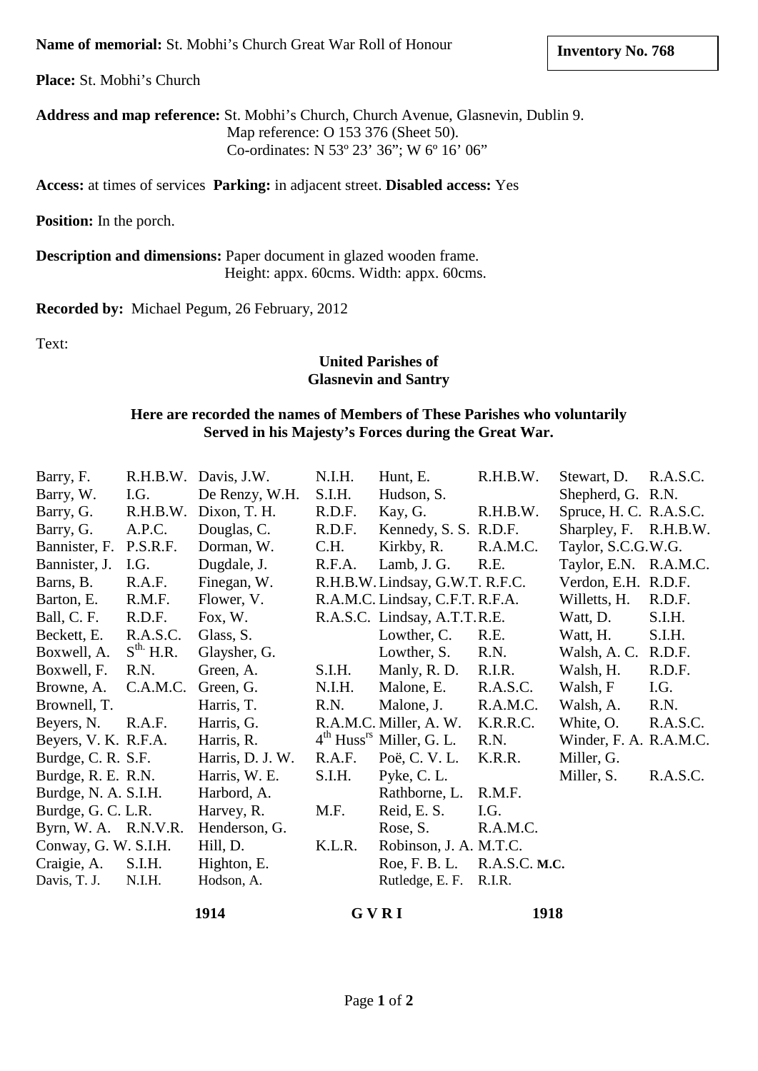**Name of memorial:** St. Mobhi's Church Great War Roll of Honour

**Inventory No. 768**

**Place:** St. Mobhi's Church

**Address and map reference:** St. Mobhi's Church, Church Avenue, Glasnevin, Dublin 9.
Map reference: O 153 376 (Sheet 50).
Co-ordinates: N 53º 23' 36"; W 6º 16' 06"

**Access:** at times of services **Parking:** in adjacent street. **Disabled access:** Yes

**Position:** In the porch.

**Description and dimensions:** Paper document in glazed wooden frame.
Height: appx. 60cms. Width: appx. 60cms.

**Recorded by:** Michael Pegum, 26 February, 2012

Text:

**United Parishes of**
**Glasnevin and Santry**

**Here are recorded the names of Members of These Parishes who voluntarily Served in his Majesty's Forces during the Great War.**

| | | | | | | | |
|---|---|---|---|---|---|---|---|
| Barry, F. | R.H.B.W. | Davis, J.W. | N.I.H. | Hunt, E. | R.H.B.W. | Stewart, D. | R.A.S.C. |
| Barry, W. | I.G. | De Renzy, W.H. | S.I.H. | Hudson, S. | | Shepherd, G. | R.N. |
| Barry, G. | R.H.B.W. | Dixon, T. H. | R.D.F. | Kay, G. | R.H.B.W. | Spruce, H. C. | R.A.S.C. |
| Barry, G. | A.P.C. | Douglas, C. | R.D.F. | Kennedy, S. S. | R.D.F. | Sharpley, F. | R.H.B.W. |
| Bannister, F. | P.S.R.F. | Dorman, W. | C.H. | Kirkby, R. | R.A.M.C. | Taylor, S.C.G. | W.G. |
| Bannister, J. | I.G. | Dugdale, J. | R.F.A. | Lamb, J. G. | R.E. | Taylor, E.N. | R.A.M.C. |
| Barns, B. | R.A.F. | Finegan, W. | R.H.B.W. | Lindsay, G.W.T. | R.F.C. | Verdon, E.H. | R.D.F. |
| Barton, E. | R.M.F. | Flower, V. | R.A.M.C. | Lindsay, C.F.T. | R.F.A. | Willetts, H. | R.D.F. |
| Ball, C. F. | R.D.F. | Fox, W. | R.A.S.C. | Lindsay, A.T.T. | R.E. | Watt, D. | S.I.H. |
| Beckett, E. | R.A.S.C. | Glass, S. | | Lowther, C. | R.E. | Watt, H. | S.I.H. |
| Boxwell, A. | S[th.] H.R. | Glaysher, G. | | Lowther, S. | R.N. | Walsh, A. C. | R.D.F. |
| Boxwell, F. | R.N. | Green, A. | S.I.H. | Manly, R. D. | R.I.R. | Walsh, H. | R.D.F. |
| Browne, A. | C.A.M.C. | Green, G. | N.I.H. | Malone, E. | R.A.S.C. | Walsh, F | I.G. |
| Brownell, T. | | Harris, T. | R.N. | Malone, J. | R.A.M.C. | Walsh, A. | R.N. |
| Beyers, N. | R.A.F. | Harris, G. | R.A.M.C. | Miller, A. W. | K.R.R.C. | White, O. | R.A.S.C. |
| Beyers, V. K. | R.F.A. | Harris, R. | 4[th] Huss[rs] | Miller, G. L. | R.N. | Winder, F. A. | R.A.M.C. |
| Burdge, C. R. | S.F. | Harris, D. J. W. | R.A.F. | Poë, C. V. L. | K.R.R. | Miller, G. | |
| Burdge, R. E. | R.N. | Harris, W. E. | S.I.H. | Pyke, C. L. | | Miller, S. | R.A.S.C. |
| Burdge, N. A. | S.I.H. | Harbord, A. | | Rathborne, L. | R.M.F. | | |
| Burdge, G. C. | L.R. | Harvey, R. | M.F. | Reid, E. S. | I.G. | | |
| Byrn, W. A. | R.N.V.R. | Henderson, G. | | Rose, S. | R.A.M.C. | | |
| Conway, G. W. | S.I.H. | Hill, D. | K.L.R. | Robinson, J. A. | M.T.C. | | |
| Craigie, A. | S.I.H. | Highton, E. | | Roe, F. B. L. | R.A.S.C. **M.C.** | | |
| Davis, T. J. | N.I.H. | Hodson, A. | | Rutledge, E. F. | R.I.R. | | |

**1914 G V R I 1918**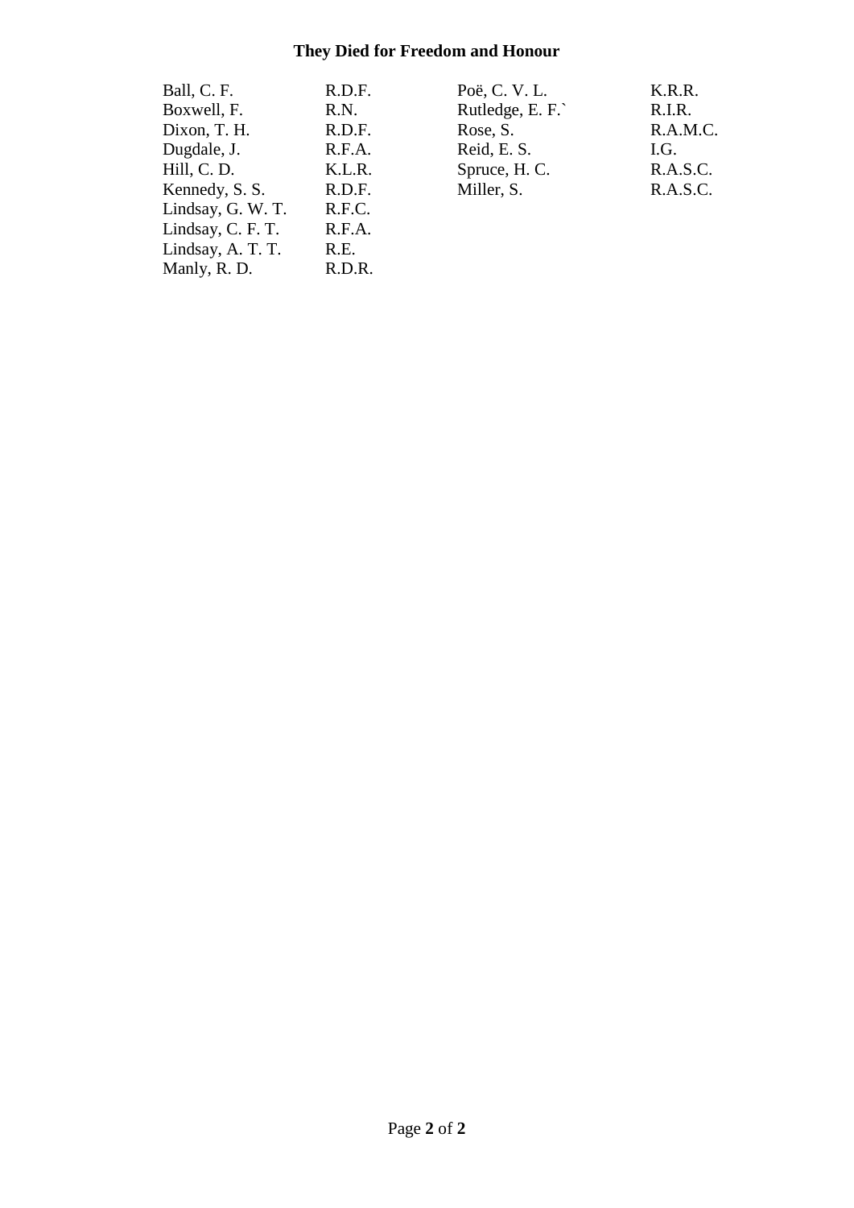**They Died for Freedom and Honour**

| | |
|---|---|
| Ball, C. F. | R.D.F. |
| Boxwell, F. | R.N. |
| Dixon, T. H. | R.D.F. |
| Dugdale, J. | R.F.A. |
| Hill, C. D. | K.L.R. |
| Kennedy, S. S. | R.D.F. |
| Lindsay, G. W. T. | R.F.C. |
| Lindsay, C. F. T. | R.F.A. |
| Lindsay, A. T. T. | R.E. |
| Manly, R. D. | R.D.R. |
| Poë, C. V. L. | K.R.R. |
| Rutledge, E. F.` | R.I.R. |
| Rose, S. | R.A.M.C. |
| Reid, E. S. | I.G. |
| Spruce, H. C. | R.A.S.C. |
| Miller, S. | R.A.S.C. |